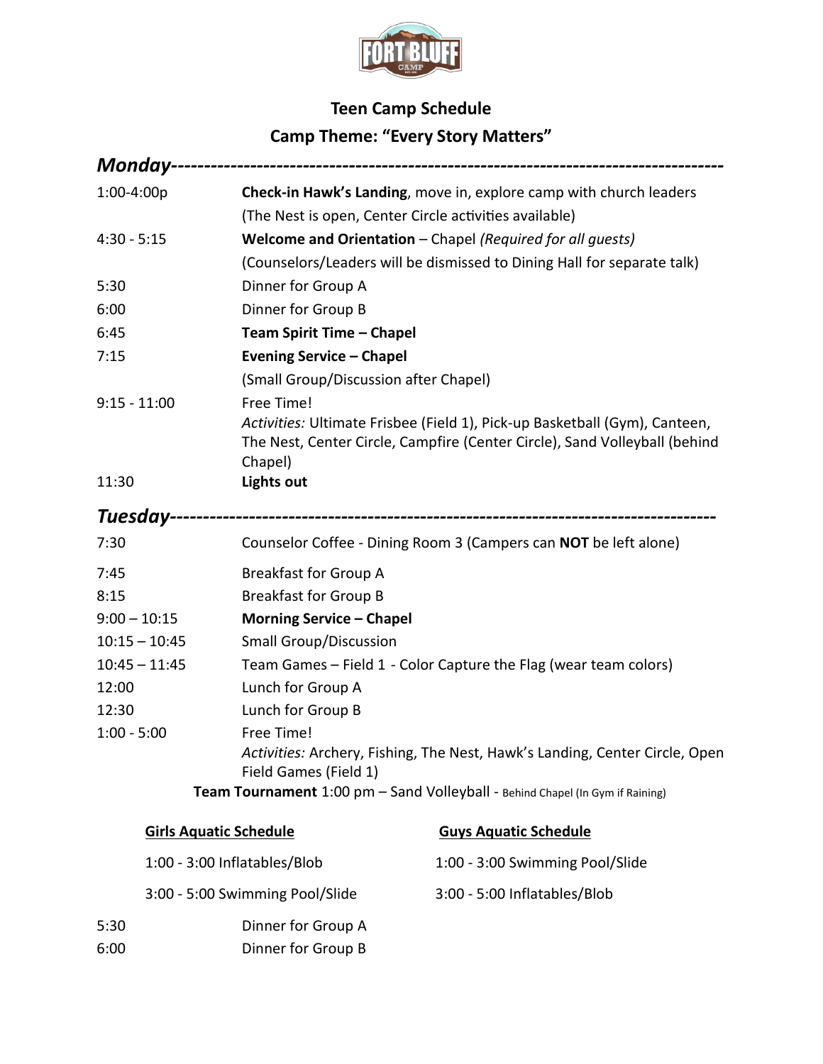# Teen Camp Schedule

## Camp Theme: "Every Story Matters"

### *Monday*

| | |
|---|---|
| 1:00-4:00p | **Check-in Hawk's Landing**, move in, explore camp with church leaders (The Nest is open, Center Circle activities available) |
| 4:30 - 5:15 | **Welcome and Orientation** – Chapel *(Required for all guests)* (Counselors/Leaders will be dismissed to Dining Hall for separate talk) |
| 5:30 | Dinner for Group A |
| 6:00 | Dinner for Group B |
| 6:45 | **Team Spirit Time – Chapel** |
| 7:15 | **Evening Service – Chapel** (Small Group/Discussion after Chapel) |
| 9:15 - 11:00 | Free Time! *Activities:* Ultimate Frisbee (Field 1), Pick-up Basketball (Gym), Canteen, The Nest, Center Circle, Campfire (Center Circle), Sand Volleyball (behind Chapel) |
| 11:30 | **Lights out** |

### *Tuesday*

| | |
|---|---|
| 7:30 | Counselor Coffee - Dining Room 3 (Campers can **NOT** be left alone) |
| 7:45 | Breakfast for Group A |
| 8:15 | Breakfast for Group B |
| 9:00 – 10:15 | **Morning Service – Chapel** |
| 10:15 – 10:45 | Small Group/Discussion |
| 10:45 – 11:45 | Team Games – Field 1 - Color Capture the Flag (wear team colors) |
| 12:00 | Lunch for Group A |
| 12:30 | Lunch for Group B |
| 1:00 - 5:00 | Free Time! *Activities:* Archery, Fishing, The Nest, Hawk's Landing, Center Circle, Open Field Games (Field 1) |

**Team Tournament** 1:00 pm – Sand Volleyball - Behind Chapel (In Gym if Raining)

| **Girls Aquatic Schedule** | **Guys Aquatic Schedule** |
|---|---|
| 1:00 - 3:00 Inflatables/Blob | 1:00 - 3:00 Swimming Pool/Slide |
| 3:00 - 5:00 Swimming Pool/Slide | 3:00 - 5:00 Inflatables/Blob |

| | |
|---|---|
| 5:30 | Dinner for Group A |
| 6:00 | Dinner for Group B |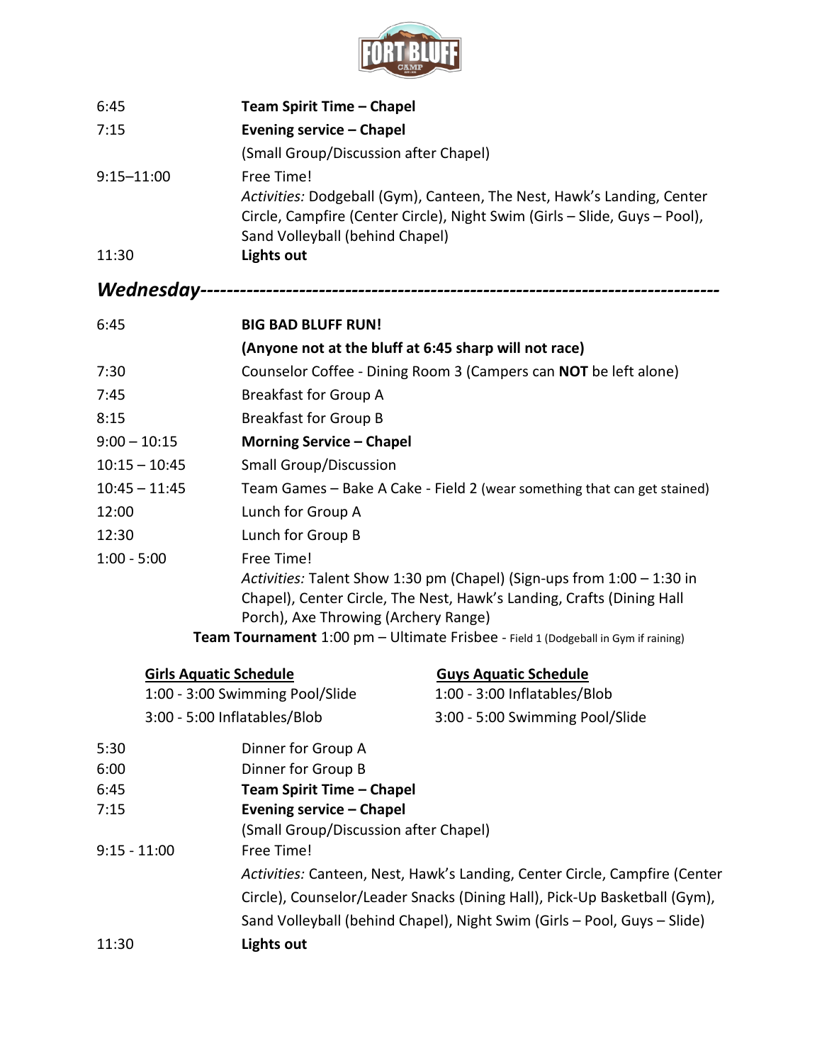| | |
|---|---|
| 6:45 | **Team Spirit Time – Chapel** |
| 7:15 | **Evening service – Chapel** |
| | (Small Group/Discussion after Chapel) |
| 9:15–11:00 | Free Time! *Activities:* Dodgeball (Gym), Canteen, The Nest, Hawk's Landing, Center Circle, Campfire (Center Circle), Night Swim (Girls – Slide, Guys – Pool), Sand Volleyball (behind Chapel) |
| 11:30 | **Lights out** |

## *Wednesday*---------------------------------------------------------------------------

| | |
|---|---|
| 6:45 | **BIG BAD BLUFF RUN!** |
| | **(Anyone not at the bluff at 6:45 sharp will not race)** |
| 7:30 | Counselor Coffee - Dining Room 3 (Campers can **NOT** be left alone) |
| 7:45 | Breakfast for Group A |
| 8:15 | Breakfast for Group B |
| 9:00 – 10:15 | **Morning Service – Chapel** |
| 10:15 – 10:45 | Small Group/Discussion |
| 10:45 – 11:45 | Team Games – Bake A Cake - Field 2 (wear something that can get stained) |
| 12:00 | Lunch for Group A |
| 12:30 | Lunch for Group B |
| 1:00 - 5:00 | Free Time! *Activities:* Talent Show 1:30 pm (Chapel) (Sign-ups from 1:00 – 1:30 in Chapel), Center Circle, The Nest, Hawk's Landing, Crafts (Dining Hall Porch), Axe Throwing (Archery Range) |

**Team Tournament** 1:00 pm – Ultimate Frisbee - Field 1 (Dodgeball in Gym if raining)

| **Girls Aquatic Schedule** | **Guys Aquatic Schedule** |
|---|---|
| 1:00 - 3:00 Swimming Pool/Slide | 1:00 - 3:00 Inflatables/Blob |
| 3:00 - 5:00 Inflatables/Blob | 3:00 - 5:00 Swimming Pool/Slide |

| | |
|---|---|
| 5:30 | Dinner for Group A |
| 6:00 | Dinner for Group B |
| 6:45 | **Team Spirit Time – Chapel** |
| 7:15 | **Evening service – Chapel** |
| | (Small Group/Discussion after Chapel) |
| 9:15 - 11:00 | Free Time! |
| | *Activities:* Canteen, Nest, Hawk's Landing, Center Circle, Campfire (Center Circle), Counselor/Leader Snacks (Dining Hall), Pick-Up Basketball (Gym), Sand Volleyball (behind Chapel), Night Swim (Girls – Pool, Guys – Slide) |
| 11:30 | **Lights out** |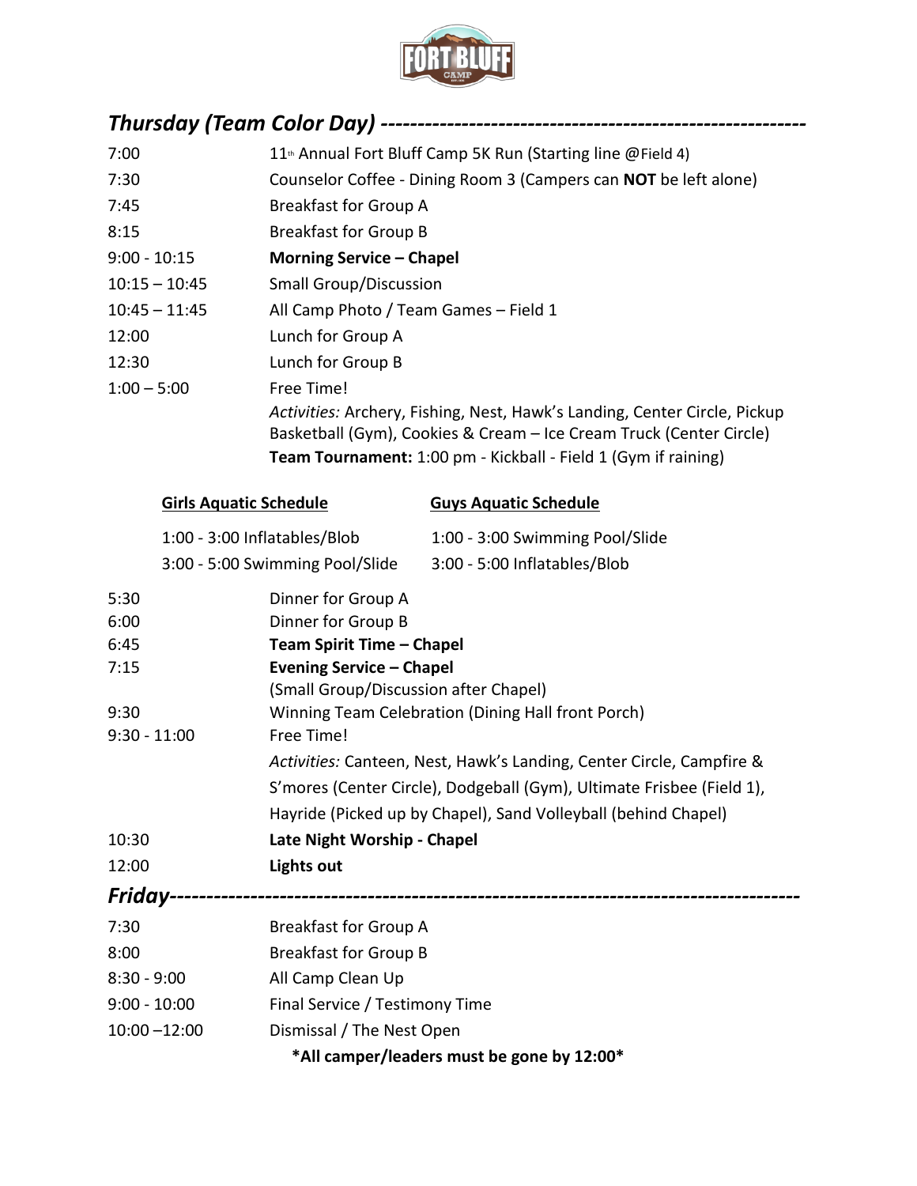## *Thursday (Team Color Day) ---------------------------------------------------------*

| | |
|---|---|
| 7:00 | 11th Annual Fort Bluff Camp 5K Run (Starting line @Field 4) |
| 7:30 | Counselor Coffee - Dining Room 3 (Campers can **NOT** be left alone) |
| 7:45 | Breakfast for Group A |
| 8:15 | Breakfast for Group B |
| 9:00 - 10:15 | **Morning Service – Chapel** |
| 10:15 – 10:45 | Small Group/Discussion |
| 10:45 – 11:45 | All Camp Photo / Team Games – Field 1 |
| 12:00 | Lunch for Group A |
| 12:30 | Lunch for Group B |
| 1:00 – 5:00 | Free Time! |
| | *Activities:* Archery, Fishing, Nest, Hawk's Landing, Center Circle, Pickup Basketball (Gym), Cookies & Cream – Ice Cream Truck (Center Circle) |
| | **Team Tournament:** 1:00 pm - Kickball - Field 1 (Gym if raining) |

| **Girls Aquatic Schedule** | **Guys Aquatic Schedule** |
|---|---|
| 1:00 - 3:00 Inflatables/Blob | 1:00 - 3:00 Swimming Pool/Slide |
| 3:00 - 5:00 Swimming Pool/Slide | 3:00 - 5:00 Inflatables/Blob |

| | |
|---|---|
| 5:30 | Dinner for Group A |
| 6:00 | Dinner for Group B |
| 6:45 | **Team Spirit Time – Chapel** |
| 7:15 | **Evening Service – Chapel** |
| | (Small Group/Discussion after Chapel) |
| 9:30 | Winning Team Celebration (Dining Hall front Porch) |
| 9:30 - 11:00 | Free Time! |
| | *Activities:* Canteen, Nest, Hawk's Landing, Center Circle, Campfire & S'mores (Center Circle), Dodgeball (Gym), Ultimate Frisbee (Field 1), Hayride (Picked up by Chapel), Sand Volleyball (behind Chapel) |
| 10:30 | **Late Night Worship - Chapel** |
| 12:00 | **Lights out** |

## *Friday---------------------------------------------------------------------------------*

| | |
|---|---|
| 7:30 | Breakfast for Group A |
| 8:00 | Breakfast for Group B |
| 8:30 - 9:00 | All Camp Clean Up |
| 9:00 - 10:00 | Final Service / Testimony Time |
| 10:00 –12:00 | Dismissal / The Nest Open |

**\*All camper/leaders must be gone by 12:00\***